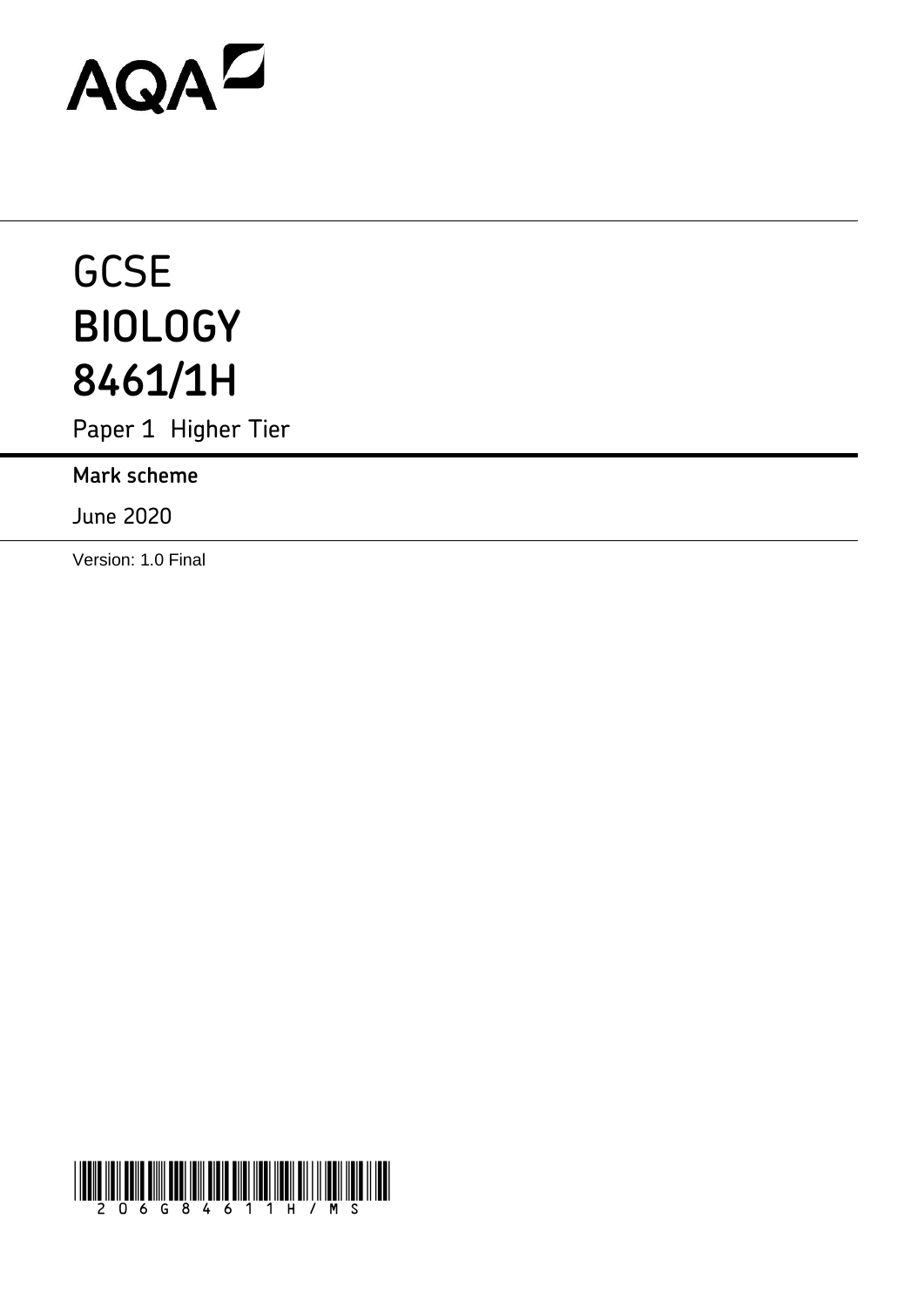AQA

# GCSE
# BIOLOGY
# 8461/1H

Paper 1 Higher Tier

**Mark scheme**

June 2020

Version: 1.0 Final

206G8461/1H/MS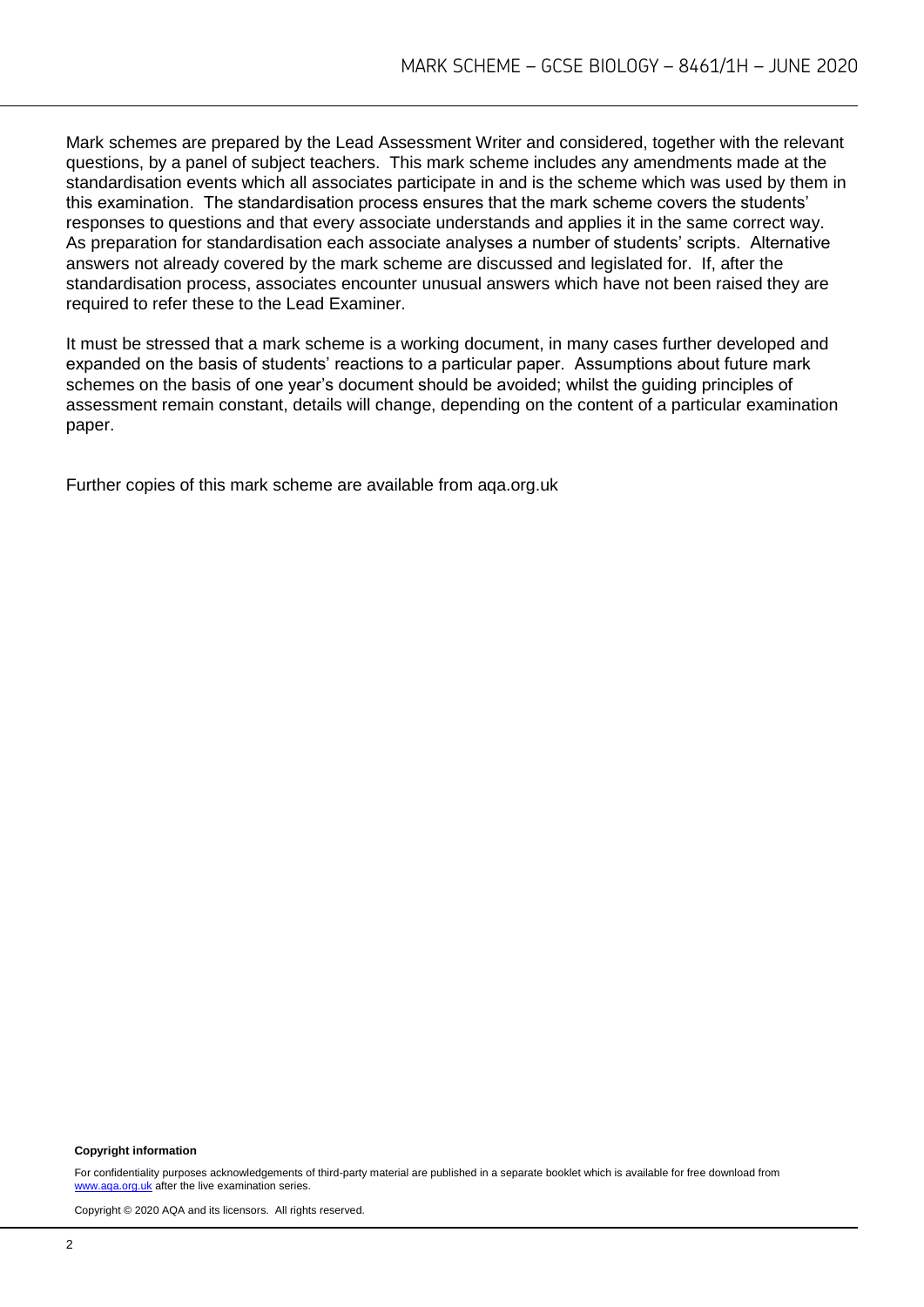Mark schemes are prepared by the Lead Assessment Writer and considered, together with the relevant questions, by a panel of subject teachers. This mark scheme includes any amendments made at the standardisation events which all associates participate in and is the scheme which was used by them in this examination. The standardisation process ensures that the mark scheme covers the students' responses to questions and that every associate understands and applies it in the same correct way. As preparation for standardisation each associate analyses a number of students' scripts. Alternative answers not already covered by the mark scheme are discussed and legislated for. If, after the standardisation process, associates encounter unusual answers which have not been raised they are required to refer these to the Lead Examiner.

It must be stressed that a mark scheme is a working document, in many cases further developed and expanded on the basis of students' reactions to a particular paper. Assumptions about future mark schemes on the basis of one year's document should be avoided; whilst the guiding principles of assessment remain constant, details will change, depending on the content of a particular examination paper.

Further copies of this mark scheme are available from aqa.org.uk

**Copyright information**

For confidentiality purposes acknowledgements of third-party material are published in a separate booklet which is available for free download from www.aqa.org.uk after the live examination series.

Copyright © 2020 AQA and its licensors. All rights reserved.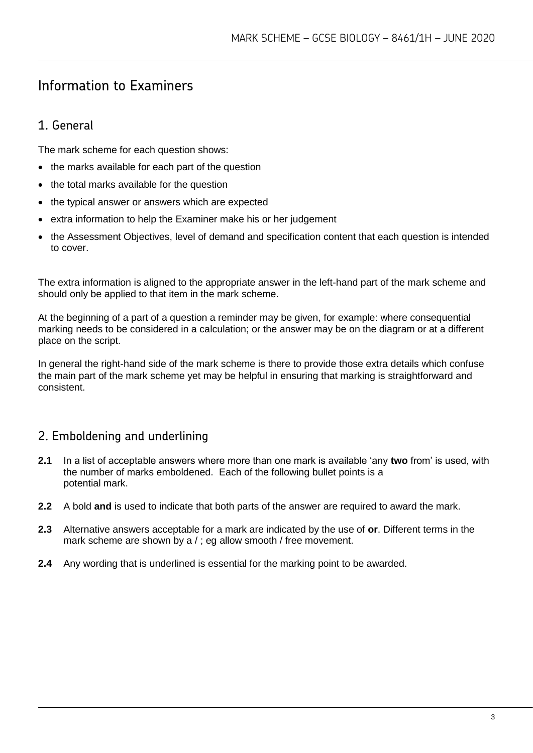# Information to Examiners

## 1. General

The mark scheme for each question shows:

- the marks available for each part of the question
- the total marks available for the question
- the typical answer or answers which are expected
- extra information to help the Examiner make his or her judgement
- the Assessment Objectives, level of demand and specification content that each question is intended to cover.

The extra information is aligned to the appropriate answer in the left-hand part of the mark scheme and should only be applied to that item in the mark scheme.

At the beginning of a part of a question a reminder may be given, for example: where consequential marking needs to be considered in a calculation; or the answer may be on the diagram or at a different place on the script.

In general the right-hand side of the mark scheme is there to provide those extra details which confuse the main part of the mark scheme yet may be helpful in ensuring that marking is straightforward and consistent.

## 2. Emboldening and underlining

**2.1** In a list of acceptable answers where more than one mark is available 'any **two** from' is used, with the number of marks emboldened. Each of the following bullet points is a potential mark.

**2.2** A bold **and** is used to indicate that both parts of the answer are required to award the mark.

**2.3** Alternative answers acceptable for a mark are indicated by the use of **or**. Different terms in the mark scheme are shown by a / ; eg allow smooth / free movement.

**2.4** Any wording that is underlined is essential for the marking point to be awarded.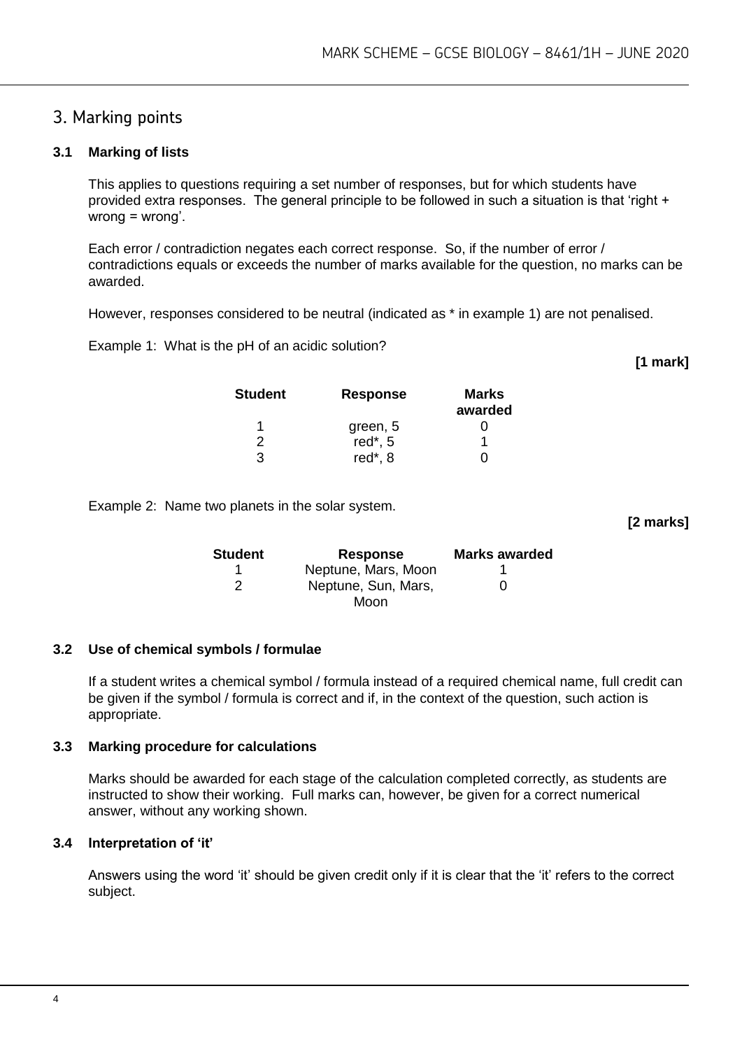## 3. Marking points

### 3.1 Marking of lists

This applies to questions requiring a set number of responses, but for which students have provided extra responses. The general principle to be followed in such a situation is that 'right + wrong = wrong'.

Each error / contradiction negates each correct response. So, if the number of error / contradictions equals or exceeds the number of marks available for the question, no marks can be awarded.

However, responses considered to be neutral (indicated as * in example 1) are not penalised.

Example 1: What is the pH of an acidic solution?

**[1 mark]**

| Student | Response | Marks awarded |
|---|---|---|
| 1 | green, 5 | 0 |
| 2 | red*, 5 | 1 |
| 3 | red*, 8 | 0 |

Example 2: Name two planets in the solar system.

**[2 marks]**

| Student | Response | Marks awarded |
|---|---|---|
| 1 | Neptune, Mars, Moon | 1 |
| 2 | Neptune, Sun, Mars, Moon | 0 |

### 3.2 Use of chemical symbols / formulae

If a student writes a chemical symbol / formula instead of a required chemical name, full credit can be given if the symbol / formula is correct and if, in the context of the question, such action is appropriate.

### 3.3 Marking procedure for calculations

Marks should be awarded for each stage of the calculation completed correctly, as students are instructed to show their working. Full marks can, however, be given for a correct numerical answer, without any working shown.

### 3.4 Interpretation of 'it'

Answers using the word 'it' should be given credit only if it is clear that the 'it' refers to the correct subject.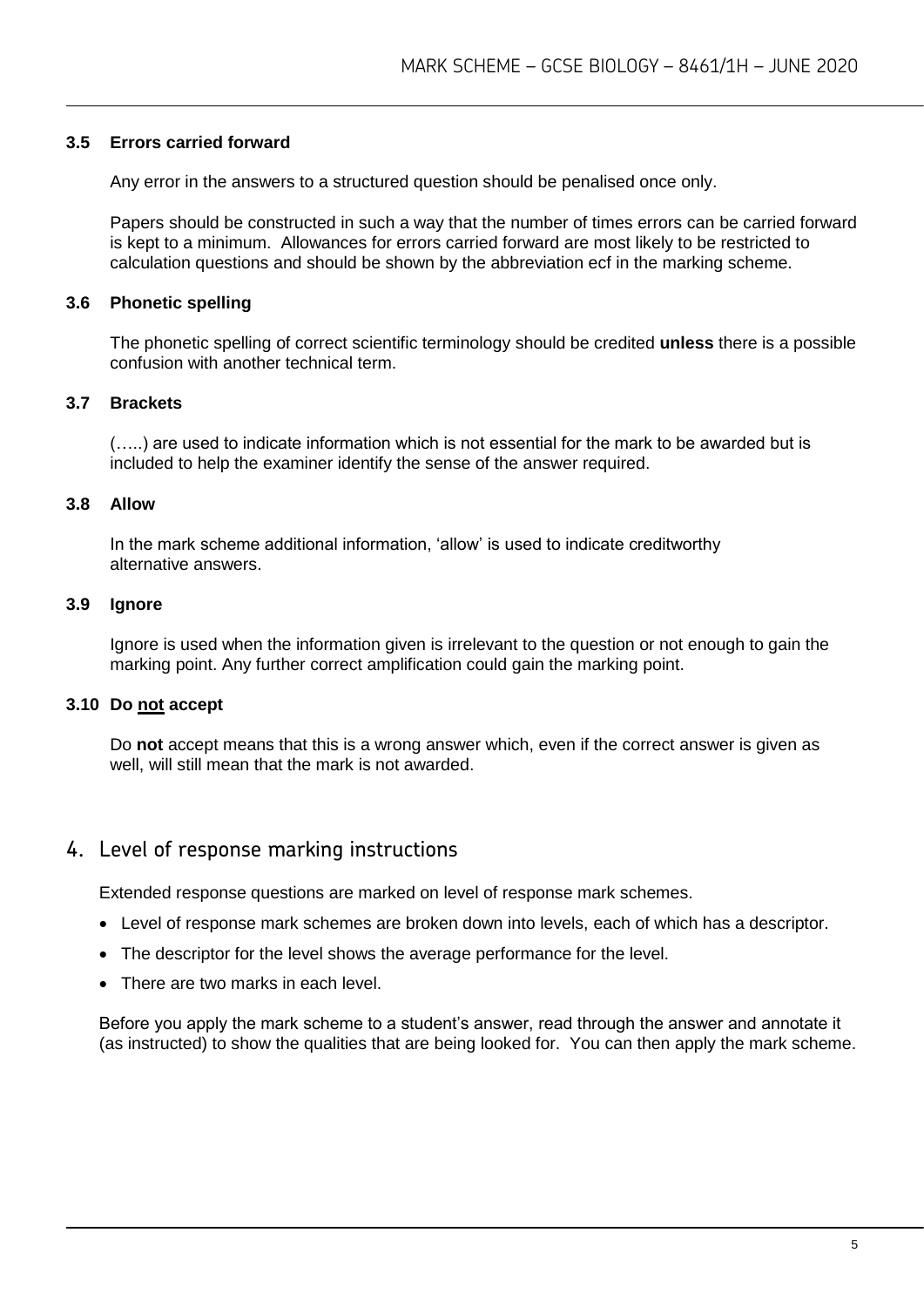### 3.5 Errors carried forward

Any error in the answers to a structured question should be penalised once only.

Papers should be constructed in such a way that the number of times errors can be carried forward is kept to a minimum. Allowances for errors carried forward are most likely to be restricted to calculation questions and should be shown by the abbreviation ecf in the marking scheme.

### 3.6 Phonetic spelling

The phonetic spelling of correct scientific terminology should be credited **unless** there is a possible confusion with another technical term.

### 3.7 Brackets

(…..) are used to indicate information which is not essential for the mark to be awarded but is included to help the examiner identify the sense of the answer required.

### 3.8 Allow

In the mark scheme additional information, 'allow' is used to indicate creditworthy alternative answers.

### 3.9 Ignore

Ignore is used when the information given is irrelevant to the question or not enough to gain the marking point. Any further correct amplification could gain the marking point.

### 3.10 Do <u>not</u> accept

Do **not** accept means that this is a wrong answer which, even if the correct answer is given as well, will still mean that the mark is not awarded.

## 4. Level of response marking instructions

Extended response questions are marked on level of response mark schemes.

- Level of response mark schemes are broken down into levels, each of which has a descriptor.
- The descriptor for the level shows the average performance for the level.
- There are two marks in each level.

Before you apply the mark scheme to a student's answer, read through the answer and annotate it (as instructed) to show the qualities that are being looked for. You can then apply the mark scheme.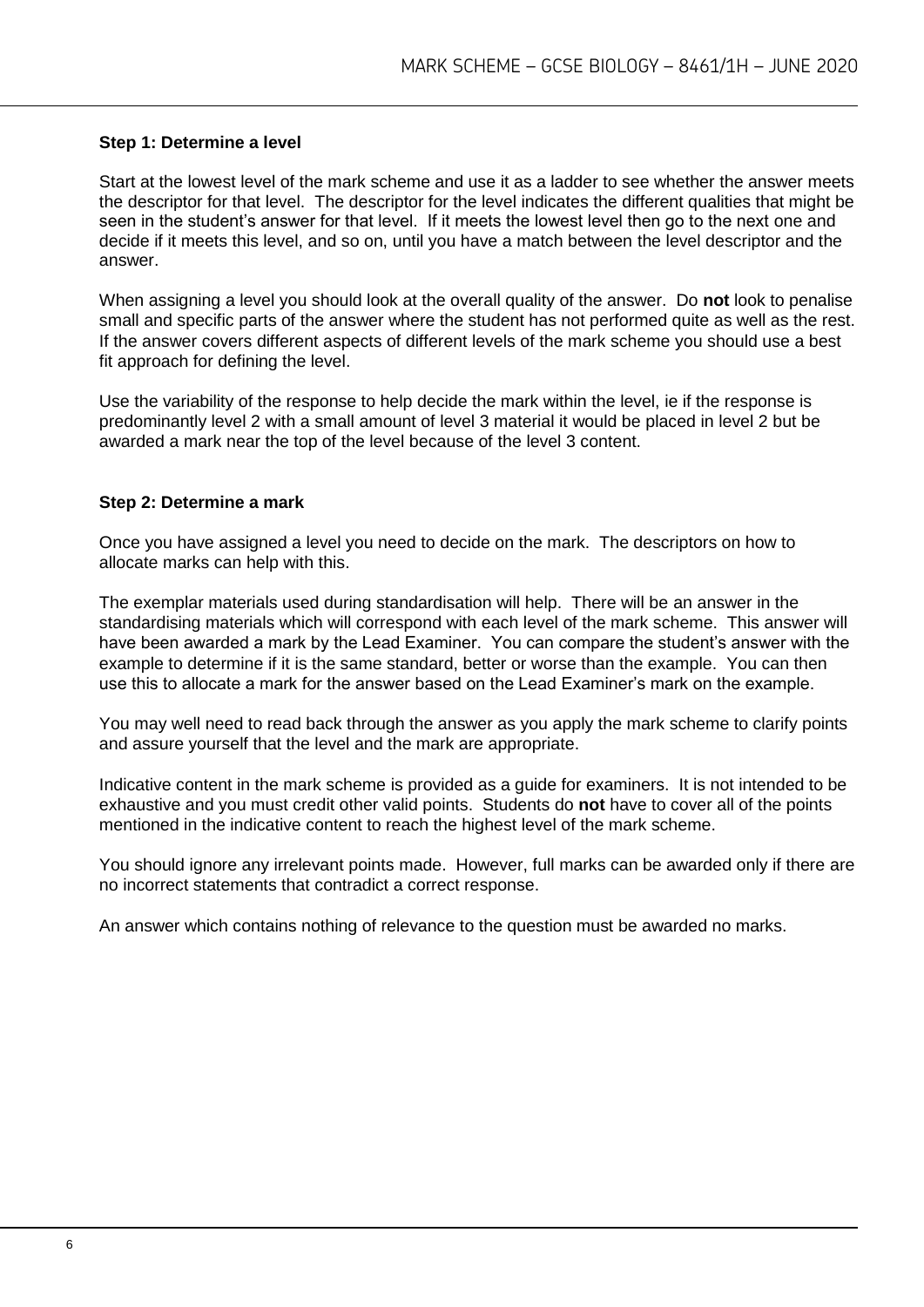### Step 1: Determine a level

Start at the lowest level of the mark scheme and use it as a ladder to see whether the answer meets the descriptor for that level. The descriptor for the level indicates the different qualities that might be seen in the student's answer for that level. If it meets the lowest level then go to the next one and decide if it meets this level, and so on, until you have a match between the level descriptor and the answer.

When assigning a level you should look at the overall quality of the answer. Do **not** look to penalise small and specific parts of the answer where the student has not performed quite as well as the rest. If the answer covers different aspects of different levels of the mark scheme you should use a best fit approach for defining the level.

Use the variability of the response to help decide the mark within the level, ie if the response is predominantly level 2 with a small amount of level 3 material it would be placed in level 2 but be awarded a mark near the top of the level because of the level 3 content.

### Step 2: Determine a mark

Once you have assigned a level you need to decide on the mark. The descriptors on how to allocate marks can help with this.

The exemplar materials used during standardisation will help. There will be an answer in the standardising materials which will correspond with each level of the mark scheme. This answer will have been awarded a mark by the Lead Examiner. You can compare the student's answer with the example to determine if it is the same standard, better or worse than the example. You can then use this to allocate a mark for the answer based on the Lead Examiner's mark on the example.

You may well need to read back through the answer as you apply the mark scheme to clarify points and assure yourself that the level and the mark are appropriate.

Indicative content in the mark scheme is provided as a guide for examiners. It is not intended to be exhaustive and you must credit other valid points. Students do **not** have to cover all of the points mentioned in the indicative content to reach the highest level of the mark scheme.

You should ignore any irrelevant points made. However, full marks can be awarded only if there are no incorrect statements that contradict a correct response.

An answer which contains nothing of relevance to the question must be awarded no marks.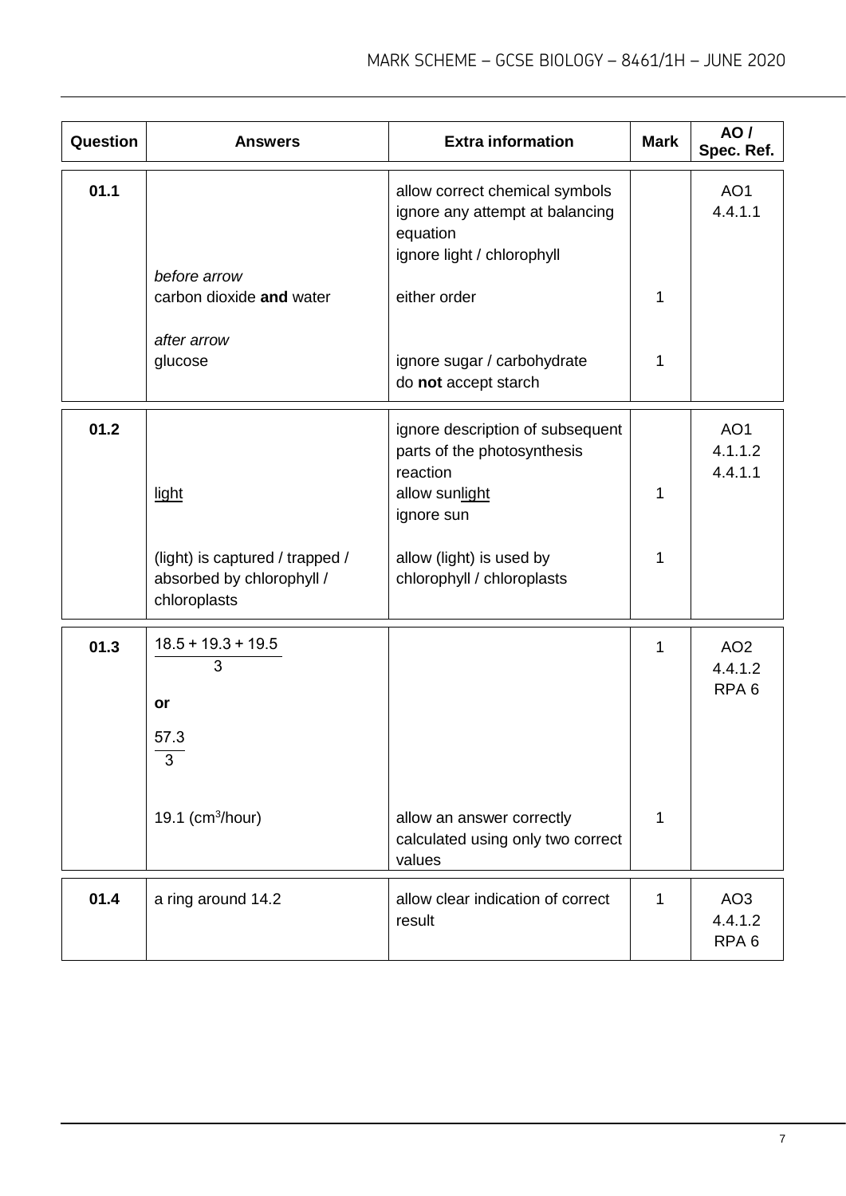| Question | Answers | Extra information | Mark | AO / Spec. Ref. |
|---|---|---|---|---|
| 01.1 | | allow correct chemical symbols<br>ignore any attempt at balancing equation<br>ignore light / chlorophyll | | AO1<br>4.4.1.1 |
| | *before arrow*<br>carbon dioxide **and** water | either order | 1 | |
| | *after arrow*<br>glucose | ignore sugar / carbohydrate<br>do **not** accept starch | 1 | |
| 01.2 | | ignore description of subsequent parts of the photosynthesis reaction | | AO1<br>4.1.1.2<br>4.4.1.1 |
| | light | allow sunlight<br>ignore sun | 1 | |
| | (light) is captured / trapped / absorbed by chlorophyll / chloroplasts | allow (light) is used by chlorophyll / chloroplasts | 1 | |
| 01.3 | $\frac{18.5 + 19.3 + 19.5}{3}$<br>**or**<br>$\frac{57.3}{3}$ | | 1 | AO2<br>4.4.1.2<br>RPA 6 |
| | 19.1 ($cm^3$/hour) | allow an answer correctly calculated using only two correct values | 1 | |
| 01.4 | a ring around 14.2 | allow clear indication of correct result | 1 | AO3<br>4.4.1.2<br>RPA 6 |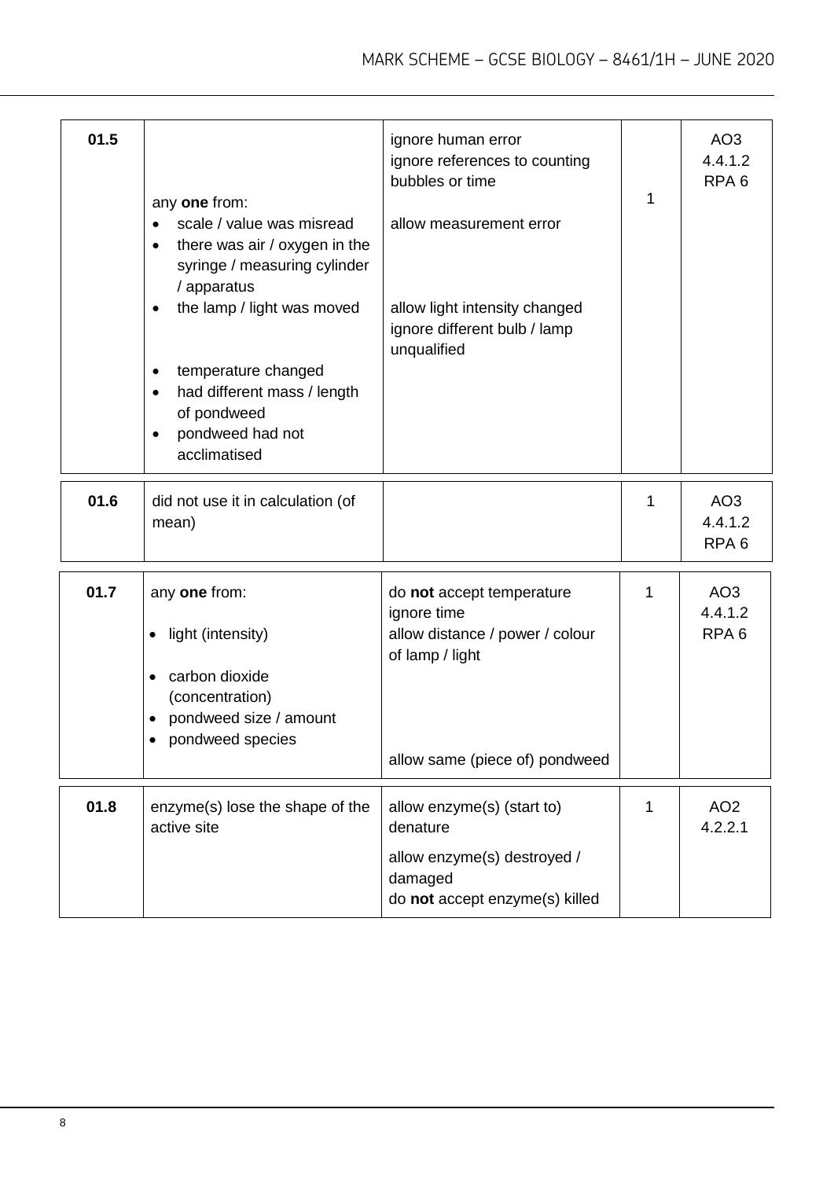| | | | | |
|---|---|---|---|---|
| **01.5** | any **one** from:<br>• scale / value was misread<br>• there was air / oxygen in the syringe / measuring cylinder / apparatus<br>• the lamp / light was moved<br>• temperature changed<br>• had different mass / length of pondweed<br>• pondweed had not acclimatised | ignore human error<br>ignore references to counting bubbles or time<br>allow measurement error<br>allow light intensity changed<br>ignore different bulb / lamp unqualified | 1 | AO3<br>4.4.1.2<br>RPA 6 |
| **01.6** | did not use it in calculation (of mean) | | 1 | AO3<br>4.4.1.2<br>RPA 6 |
| **01.7** | any **one** from:<br>• light (intensity)<br>• carbon dioxide (concentration)<br>• pondweed size / amount<br>• pondweed species | do **not** accept temperature<br>ignore time<br>allow distance / power / colour of lamp / light<br>allow same (piece of) pondweed | 1 | AO3<br>4.4.1.2<br>RPA 6 |
| **01.8** | enzyme(s) lose the shape of the active site | allow enzyme(s) (start to) denature<br>allow enzyme(s) destroyed / damaged<br>do **not** accept enzyme(s) killed | 1 | AO2<br>4.2.2.1 |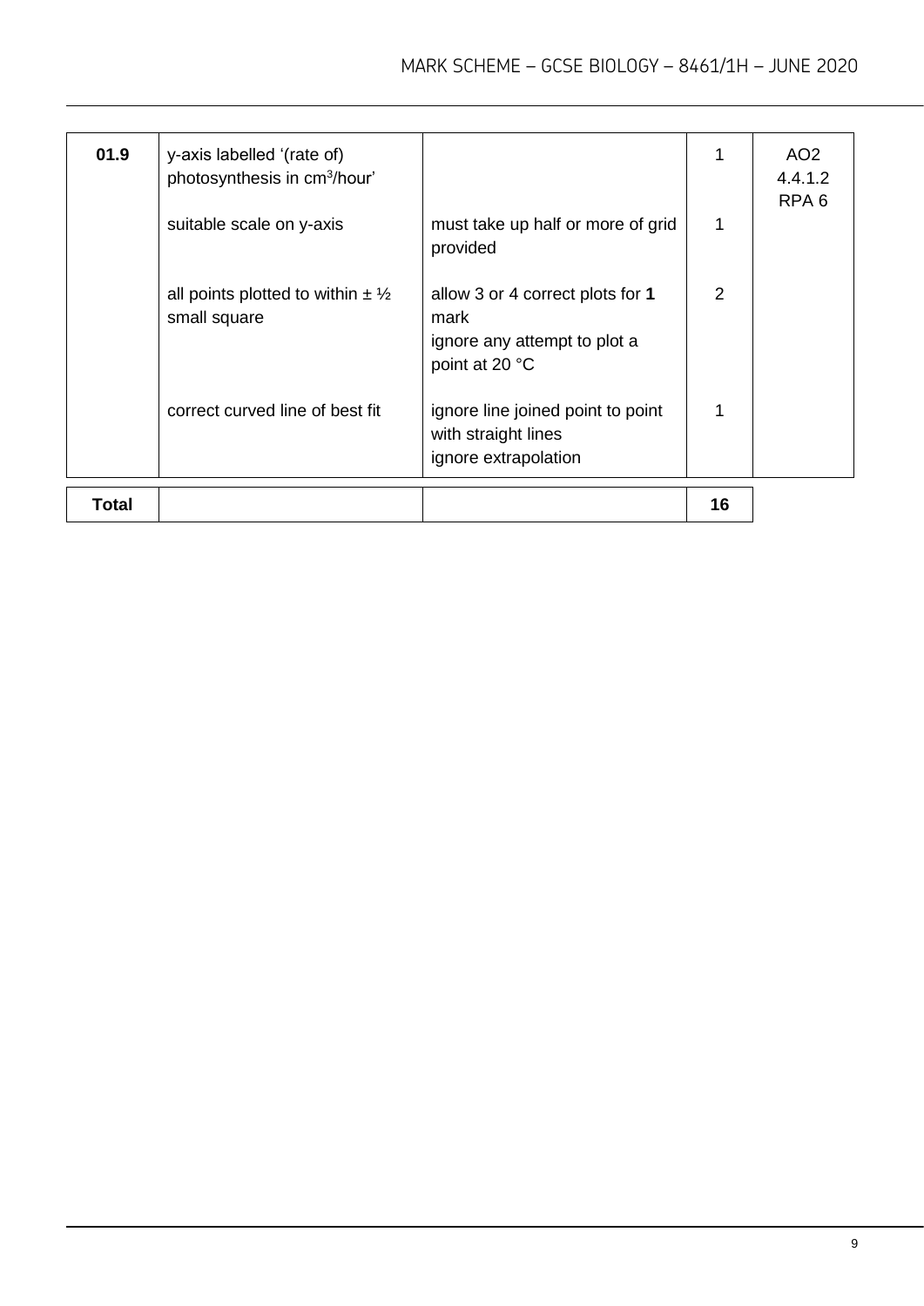| 01.9 | y-axis labelled '(rate of) photosynthesis in $cm^3$/hour' | | 1 | AO2 4.4.1.2 RPA 6 |
|---|---|---|---|---|
| | suitable scale on y-axis | must take up half or more of grid provided | 1 | |
| | all points plotted to within ± ½ small square | allow 3 or 4 correct plots for **1** mark<br>ignore any attempt to plot a point at 20 °C | 2 | |
| | correct curved line of best fit | ignore line joined point to point with straight lines<br>ignore extrapolation | 1 | |
| **Total** | | | **16** | |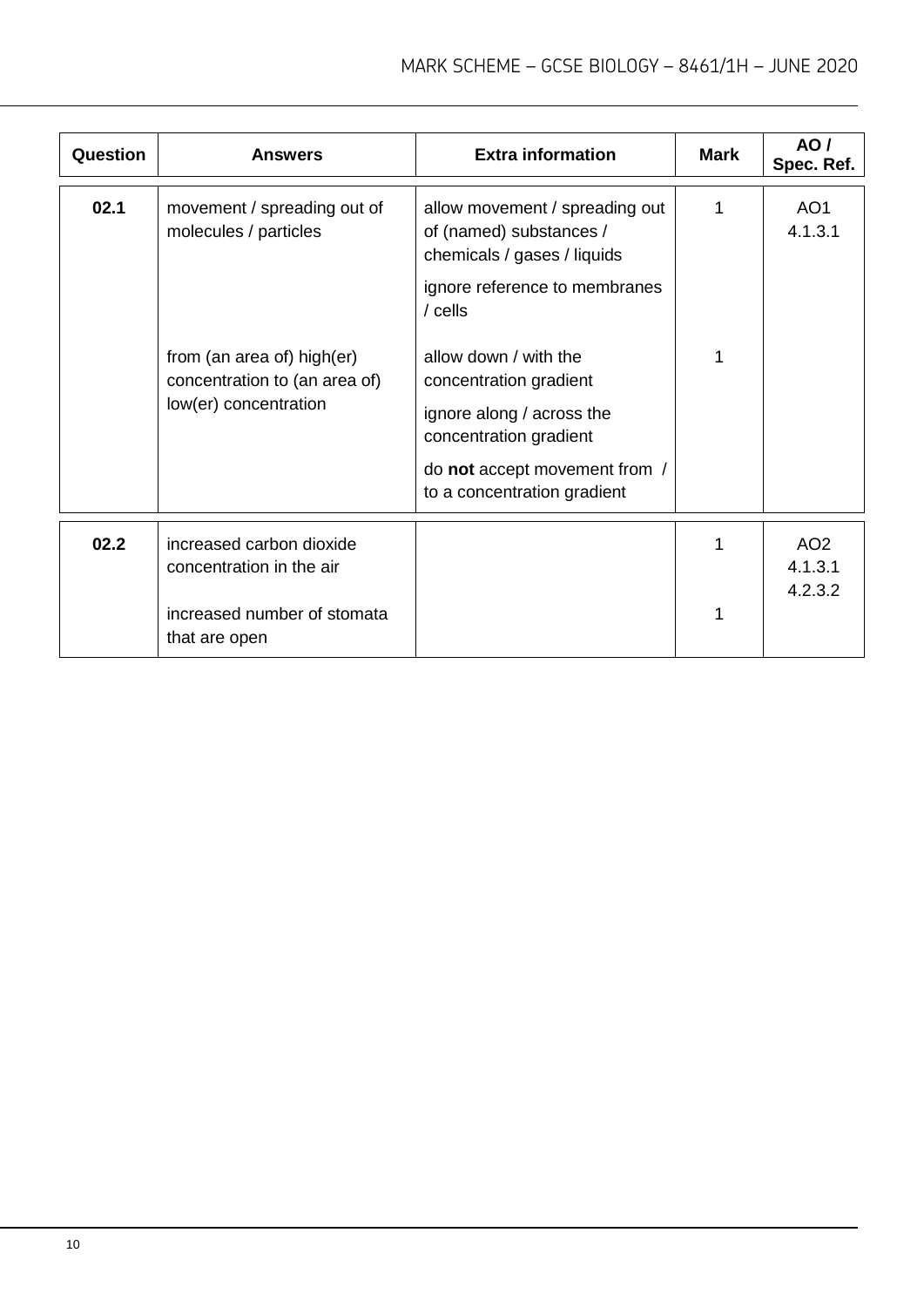| Question | Answers | Extra information | Mark | AO / Spec. Ref. |
|---|---|---|---|---|
| **02.1** | movement / spreading out of molecules / particles | allow movement / spreading out of (named) substances / chemicals / gases / liquids<br><br>ignore reference to membranes / cells | 1 | AO1<br>4.1.3.1 |
| | from (an area of) high(er) concentration to (an area of) low(er) concentration | allow down / with the concentration gradient<br><br>ignore along / across the concentration gradient<br><br>do **not** accept movement from / to a concentration gradient | 1 | |
| **02.2** | increased carbon dioxide concentration in the air | | 1 | AO2<br>4.1.3.1<br>4.2.3.2 |
| | increased number of stomata that are open | | 1 | |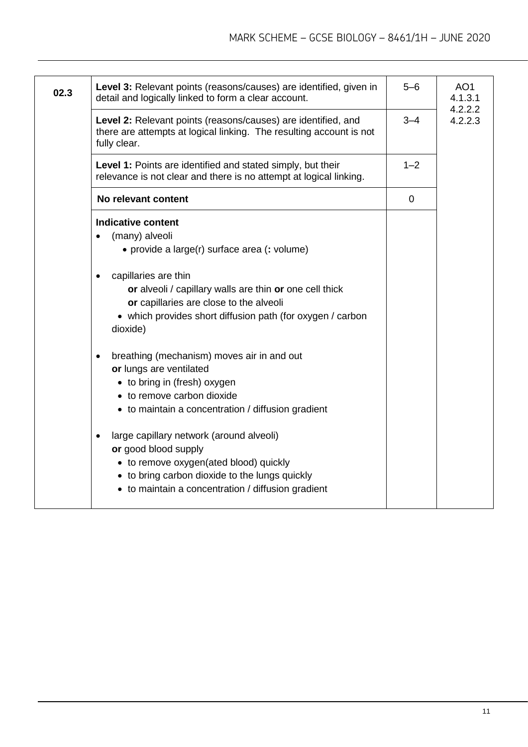| | | | |
|---|---|---|---|
| **02.3** | **Level 3:** Relevant points (reasons/causes) are identified, given in detail and logically linked to form a clear account. | 5–6 | AO1<br>4.1.3.1<br>4.2.2.2<br>4.2.2.3 |
| | **Level 2:** Relevant points (reasons/causes) are identified, and there are attempts at logical linking. The resulting account is not fully clear. | 3–4 | |
| | **Level 1:** Points are identified and stated simply, but their relevance is not clear and there is no attempt at logical linking. | 1–2 | |
| | **No relevant content** | 0 | |
| | **Indicative content**<br>• (many) alveoli<br>&nbsp;&nbsp;&nbsp;&nbsp;• provide a large(r) surface area (**:** volume)<br><br>• capillaries are thin<br>&nbsp;&nbsp;&nbsp;&nbsp;**or** alveoli / capillary walls are thin **or** one cell thick<br>&nbsp;&nbsp;&nbsp;&nbsp;**or** capillaries are close to the alveoli<br>&nbsp;&nbsp;&nbsp;&nbsp;• which provides short diffusion path (for oxygen / carbon dioxide)<br><br>• breathing (mechanism) moves air in and out<br>&nbsp;&nbsp;&nbsp;&nbsp;**or** lungs are ventilated<br>&nbsp;&nbsp;&nbsp;&nbsp;• to bring in (fresh) oxygen<br>&nbsp;&nbsp;&nbsp;&nbsp;• to remove carbon dioxide<br>&nbsp;&nbsp;&nbsp;&nbsp;• to maintain a concentration / diffusion gradient<br><br>• large capillary network (around alveoli)<br>&nbsp;&nbsp;&nbsp;&nbsp;**or** good blood supply<br>&nbsp;&nbsp;&nbsp;&nbsp;• to remove oxygen(ated blood) quickly<br>&nbsp;&nbsp;&nbsp;&nbsp;• to bring carbon dioxide to the lungs quickly<br>&nbsp;&nbsp;&nbsp;&nbsp;• to maintain a concentration / diffusion gradient | | |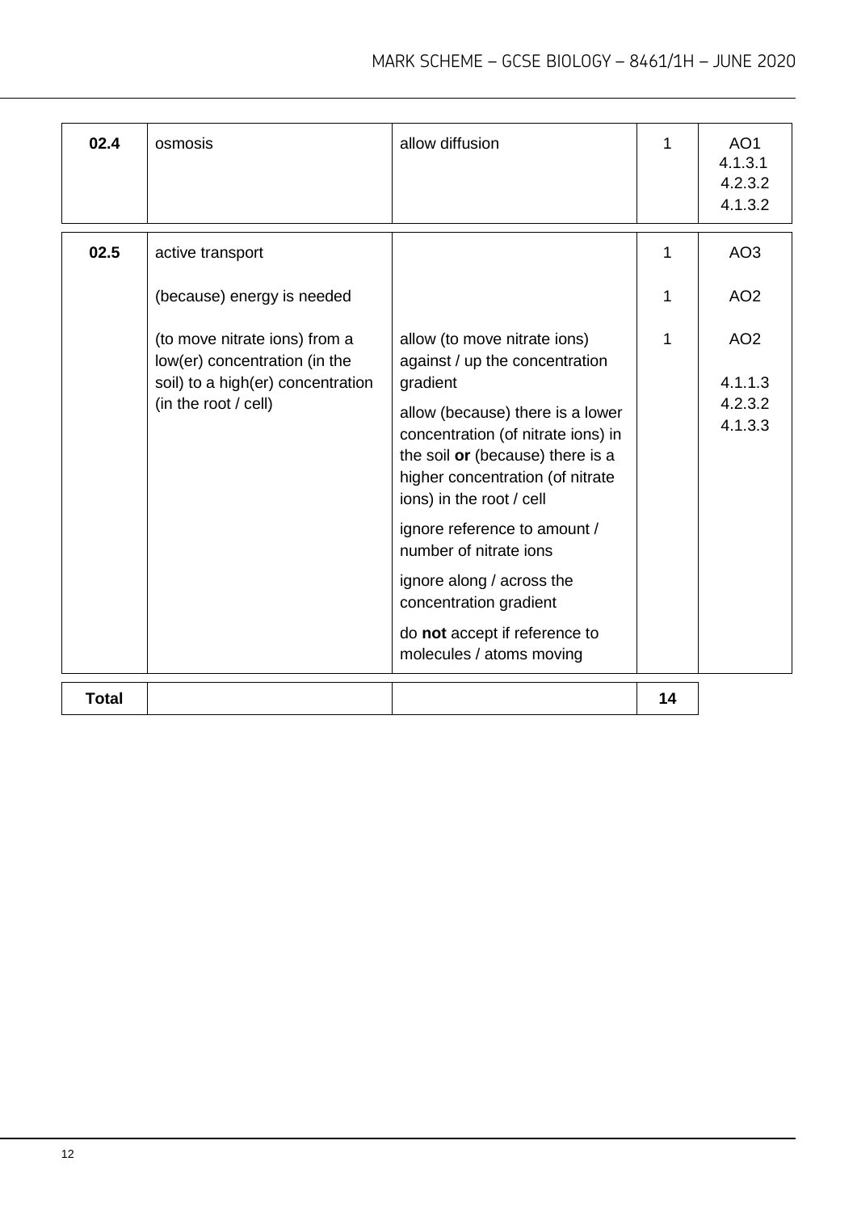| Question | Answers | Extra information | Mark | AO / Spec. Ref. |
|---|---|---|---|---|
| 02.4 | osmosis | allow diffusion | 1 | AO1<br>4.1.3.1<br>4.2.3.2<br>4.1.3.2 |
| 02.5 | active transport | | 1 | AO3 |
| | (because) energy is needed | | 1 | AO2 |
| | (to move nitrate ions) from a low(er) concentration (in the soil) to a high(er) concentration (in the root / cell) | allow (to move nitrate ions) against / up the concentration gradient<br><br>allow (because) there is a lower concentration (of nitrate ions) in the soil **or** (because) there is a higher concentration (of nitrate ions) in the root / cell<br><br>ignore reference to amount / number of nitrate ions<br><br>ignore along / across the concentration gradient<br><br>do **not** accept if reference to molecules / atoms moving | 1 | AO2<br><br>4.1.1.3<br>4.2.3.2<br>4.1.3.3 |
| **Total** | | | **14** | |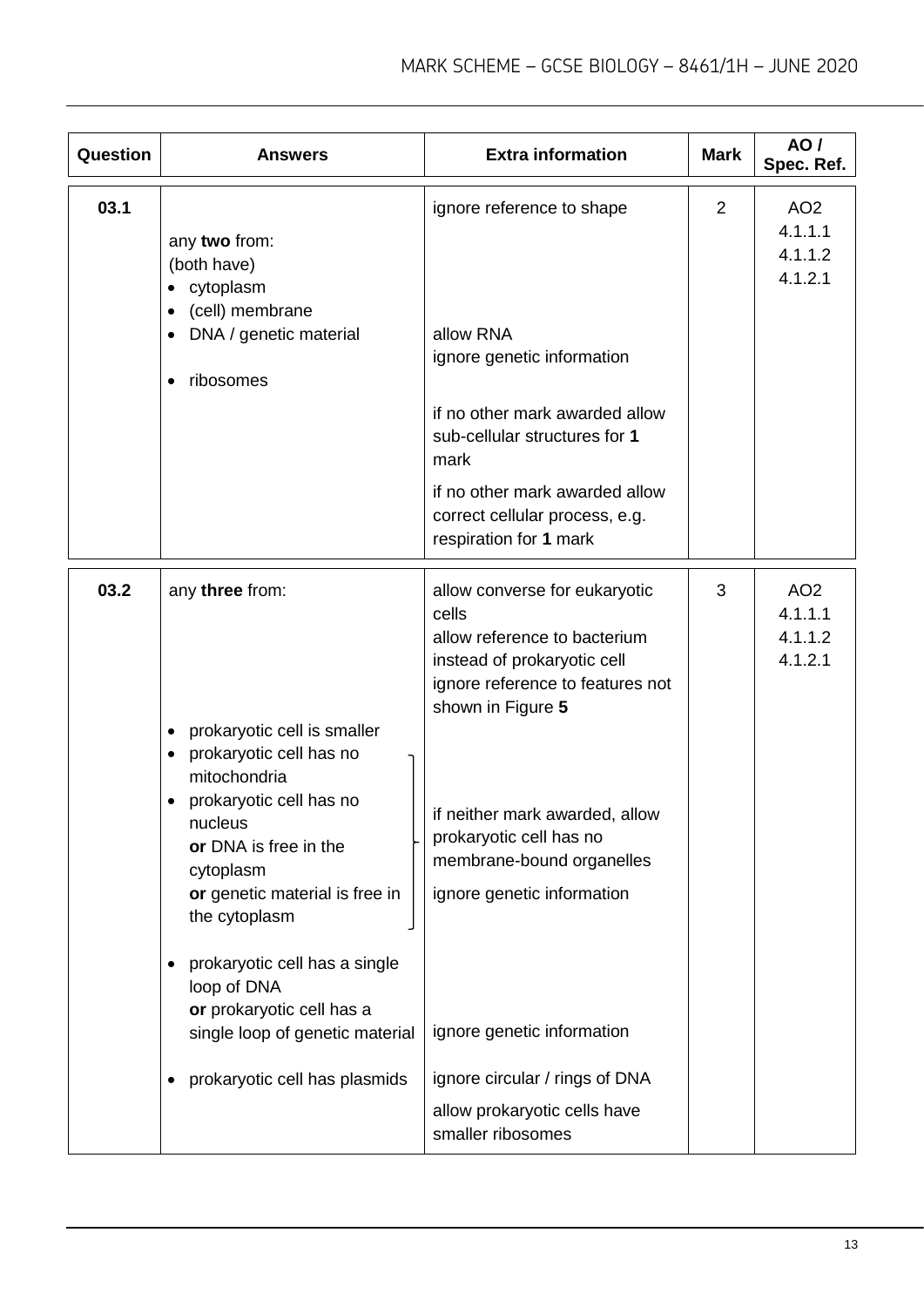| Question | Answers | Extra information | Mark | AO / Spec. Ref. |
|---|---|---|---|---|
| 03.1 | any **two** from:<br>(both have)<br>• cytoplasm<br>• (cell) membrane<br>• DNA / genetic material<br>• ribosomes | ignore reference to shape<br><br>allow RNA<br>ignore genetic information<br><br>if no other mark awarded allow sub-cellular structures for **1** mark<br><br>if no other mark awarded allow correct cellular process, e.g. respiration for **1** mark | 2 | AO2<br>4.1.1.1<br>4.1.1.2<br>4.1.2.1 |
| 03.2 | any **three** from:<br>• prokaryotic cell is smaller<br>• prokaryotic cell has no mitochondria<br>• prokaryotic cell has no nucleus<br>**or** DNA is free in the cytoplasm<br>**or** genetic material is free in the cytoplasm<br>• prokaryotic cell has a single loop of DNA<br>**or** prokaryotic cell has a single loop of genetic material<br>• prokaryotic cell has plasmids | allow converse for eukaryotic cells<br>allow reference to bacterium instead of prokaryotic cell<br>ignore reference to features not shown in Figure **5**<br><br>if neither mark awarded, allow prokaryotic cell has no membrane-bound organelles<br>ignore genetic information<br><br>ignore genetic information<br><br>ignore circular / rings of DNA<br>allow prokaryotic cells have smaller ribosomes | 3 | AO2<br>4.1.1.1<br>4.1.1.2<br>4.1.2.1 |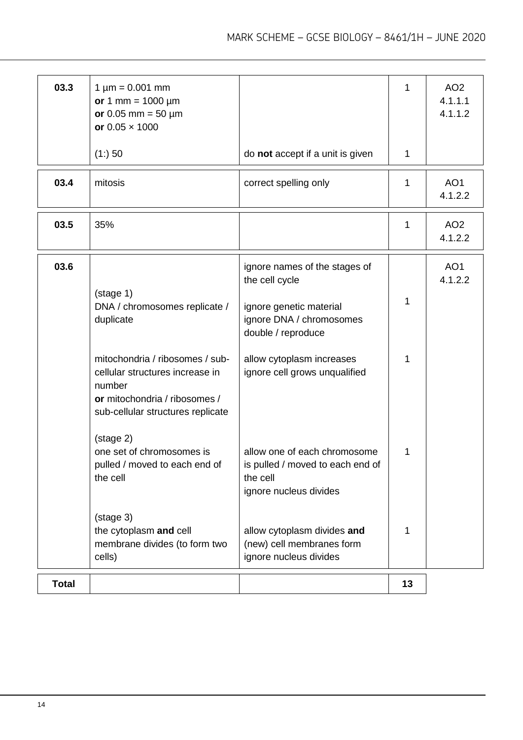| Question | Answers | Extra information | Mark | AO / Spec. ref. |
|---|---|---|---|---|
| 03.3 | 1 µm = 0.001 mm<br>**or** 1 mm = 1000 µm<br>**or** 0.05 mm = 50 µm<br>**or** 0.05 × 1000 | | 1 | AO2<br>4.1.1.1<br>4.1.1.2 |
| | (1:) 50 | do **not** accept if a unit is given | 1 | |
| 03.4 | mitosis | correct spelling only | 1 | AO1<br>4.1.2.2 |
| 03.5 | 35% | | 1 | AO2<br>4.1.2.2 |
| 03.6 | | ignore names of the stages of the cell cycle | | AO1<br>4.1.2.2 |
| | (stage 1)<br>DNA / chromosomes replicate / duplicate | ignore genetic material<br>ignore DNA / chromosomes double / reproduce | 1 | |
| | mitochondria / ribosomes / sub-cellular structures increase in number<br>**or** mitochondria / ribosomes / sub-cellular structures replicate | allow cytoplasm increases<br>ignore cell grows unqualified | 1 | |
| | (stage 2)<br>one set of chromosomes is pulled / moved to each end of the cell | allow one of each chromosome is pulled / moved to each end of the cell<br>ignore nucleus divides | 1 | |
| | (stage 3)<br>the cytoplasm **and** cell membrane divides (to form two cells) | allow cytoplasm divides **and** (new) cell membranes form<br>ignore nucleus divides | 1 | |
| **Total** | | | **13** | |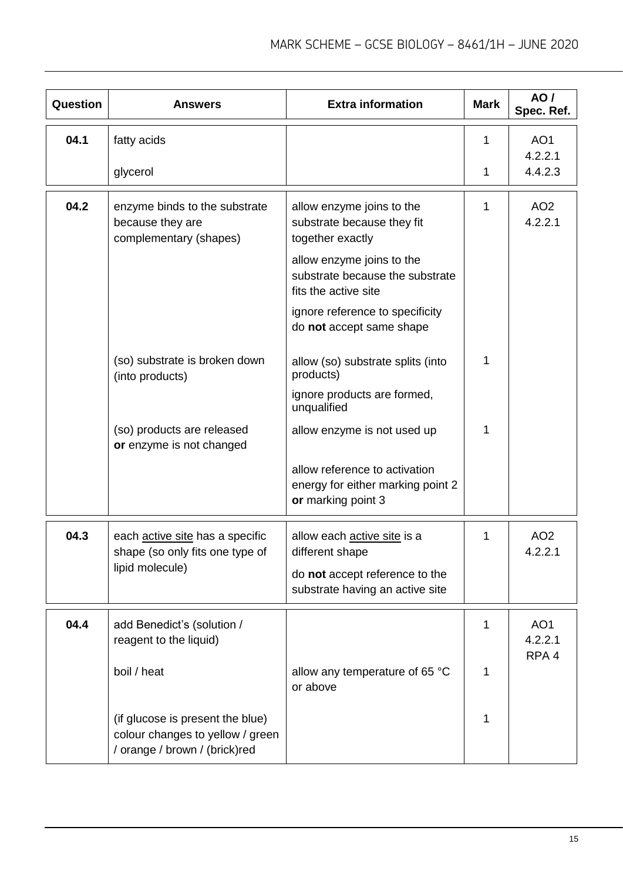| Question | Answers | Extra information | Mark | AO / Spec. Ref. |
|---|---|---|---|---|
| 04.1 | fatty acids | | 1 | AO1<br>4.2.2.1<br>4.4.2.3 |
| | glycerol | | 1 | |
| 04.2 | enzyme binds to the substrate because they are complementary (shapes) | allow enzyme joins to the substrate because they fit together exactly<br><br>allow enzyme joins to the substrate because the substrate fits the active site<br><br>ignore reference to specificity<br>do **not** accept same shape | 1 | AO2<br>4.2.2.1 |
| | (so) substrate is broken down (into products) | allow (so) substrate splits (into products)<br><br>ignore products are formed, unqualified | 1 | |
| | (so) products are released<br>**or** enzyme is not changed | allow enzyme is not used up<br><br>allow reference to activation energy for either marking point 2 **or** marking point 3 | 1 | |
| 04.3 | each <u>active site</u> has a specific shape (so only fits one type of lipid molecule) | allow each <u>active site</u> is a different shape<br><br>do **not** accept reference to the substrate having an active site | 1 | AO2<br>4.2.2.1 |
| 04.4 | add Benedict's (solution / reagent to the liquid) | | 1 | AO1<br>4.2.2.1<br>RPA 4 |
| | boil / heat | allow any temperature of 65 °C or above | 1 | |
| | (if glucose is present the blue) colour changes to yellow / green / orange / brown / (brick)red | | 1 | |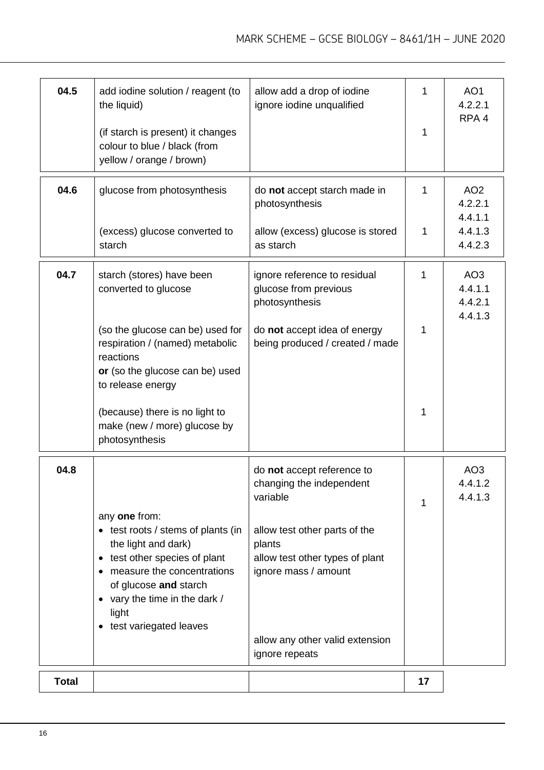| Question | Answers | Extra information | Mark | AO / Spec. ref. |
|---|---|---|---|---|
| 04.5 | add iodine solution / reagent (to the liquid) | allow add a drop of iodine<br>ignore iodine unqualified | 1 | AO1<br>4.2.2.1<br>RPA 4 |
| | (if starch is present) it changes colour to blue / black (from yellow / orange / brown) | | 1 | |
| 04.6 | glucose from photosynthesis | do **not** accept starch made in photosynthesis | 1 | AO2<br>4.2.2.1<br>4.4.1.1<br>4.4.1.3<br>4.4.2.3 |
| | (excess) glucose converted to starch | allow (excess) glucose is stored as starch | 1 | |
| 04.7 | starch (stores) have been converted to glucose | ignore reference to residual glucose from previous photosynthesis | 1 | AO3<br>4.4.1.1<br>4.4.2.1<br>4.4.1.3 |
| | (so the glucose can be) used for respiration / (named) metabolic reactions<br>**or** (so the glucose can be) used to release energy | do **not** accept idea of energy being produced / created / made | 1 | |
| | (because) there is no light to make (new / more) glucose by photosynthesis | | 1 | |
| 04.8 | any **one** from:<br>• test roots / stems of plants (in the light and dark)<br>• test other species of plant<br>• measure the concentrations of glucose **and** starch<br>• vary the time in the dark / light<br>• test variegated leaves | do **not** accept reference to changing the independent variable<br><br>allow test other parts of the plants<br>allow test other types of plant<br>ignore mass / amount<br><br>allow any other valid extension<br>ignore repeats | 1 | AO3<br>4.4.1.2<br>4.4.1.3 |
| **Total** | | | **17** | |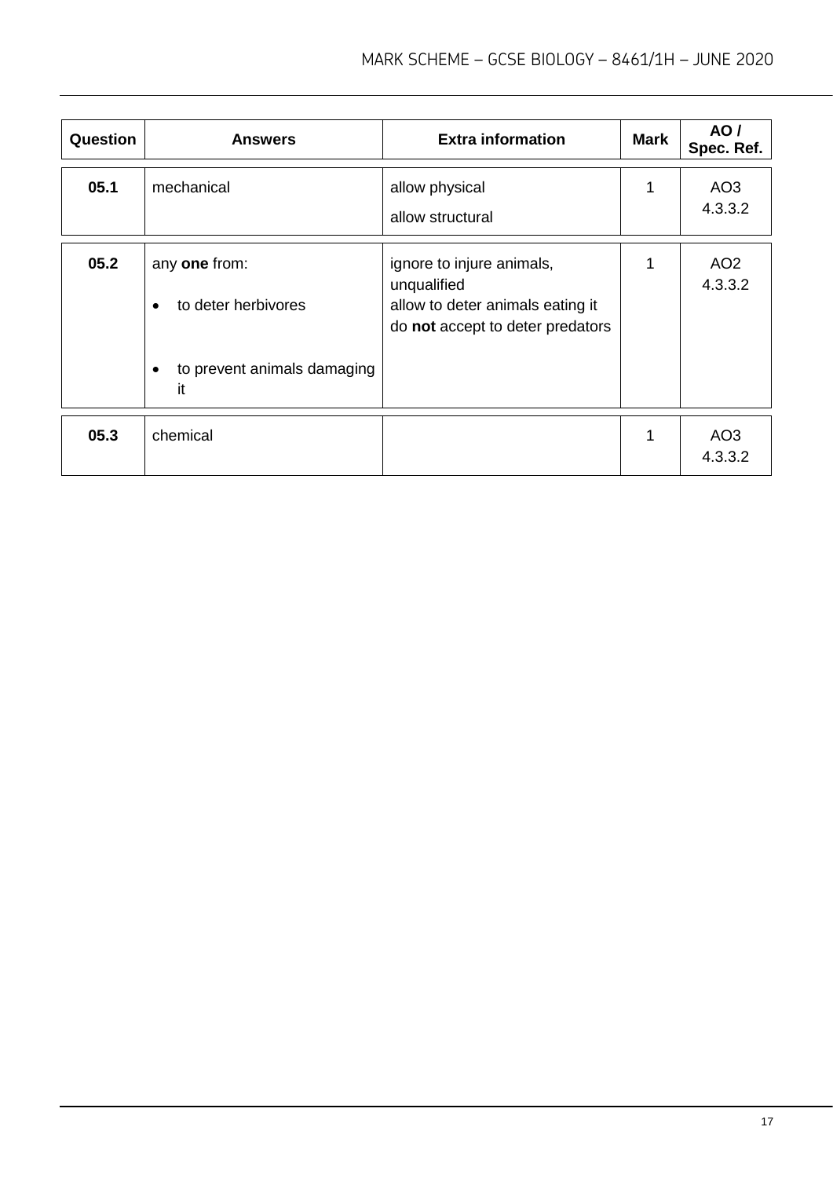| Question | Answers | Extra information | Mark | AO / Spec. Ref. |
|---|---|---|---|---|
| 05.1 | mechanical | allow physical<br>allow structural | 1 | AO3<br>4.3.3.2 |
| 05.2 | any **one** from:<br>• to deter herbivores<br>• to prevent animals damaging it | ignore to injure animals, unqualified<br>allow to deter animals eating it<br>do **not** accept to deter predators | 1 | AO2<br>4.3.3.2 |
| 05.3 | chemical | | 1 | AO3<br>4.3.3.2 |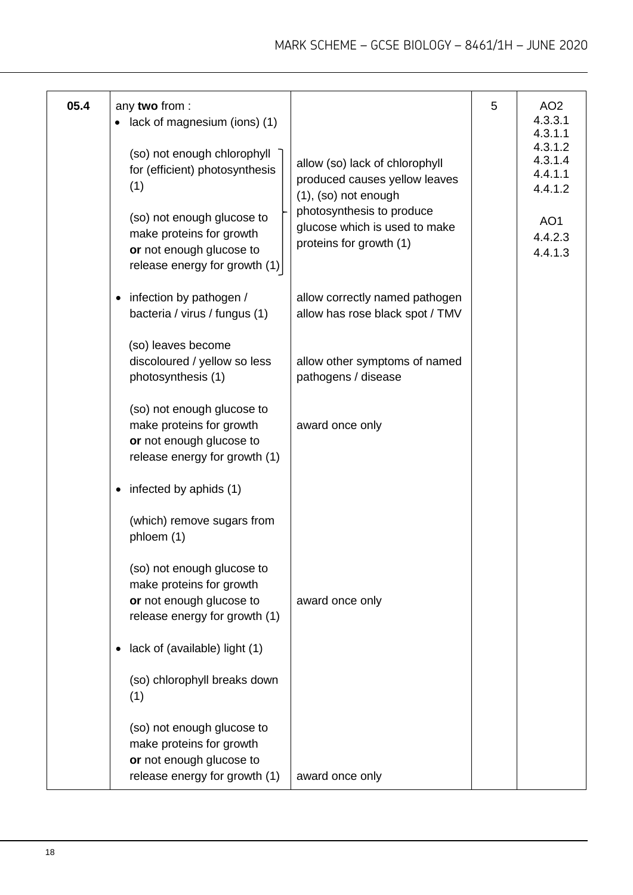| Question | Answers | Extra information | Mark | AO / Spec. Ref. |
|---|---|---|---|---|
| 05.4 | any **two** from :<br>• lack of magnesium (ions) (1)<br>(so) not enough chlorophyll for (efficient) photosynthesis (1)<br>(so) not enough glucose to make proteins for growth **or** not enough glucose to release energy for growth (1) | allow (so) lack of chlorophyll produced causes yellow leaves (1), (so) not enough photosynthesis to produce glucose which is used to make proteins for growth (1) | 5 | AO2<br>4.3.3.1<br>4.3.1.1<br>4.3.1.2<br>4.3.1.4<br>4.4.1.1<br>4.4.1.2<br><br>AO1<br>4.4.2.3<br>4.4.1.3 |
| | • infection by pathogen / bacteria / virus / fungus (1) | allow correctly named pathogen<br>allow has rose black spot / TMV | | |
| | (so) leaves become discoloured / yellow so less photosynthesis (1) | allow other symptoms of named pathogens / disease | | |
| | (so) not enough glucose to make proteins for growth **or** not enough glucose to release energy for growth (1) | award once only | | |
| | • infected by aphids (1) | | | |
| | (which) remove sugars from phloem (1) | | | |
| | (so) not enough glucose to make proteins for growth **or** not enough glucose to release energy for growth (1) | award once only | | |
| | • lack of (available) light (1) | | | |
| | (so) chlorophyll breaks down (1) | | | |
| | (so) not enough glucose to make proteins for growth **or** not enough glucose to release energy for growth (1) | award once only | | |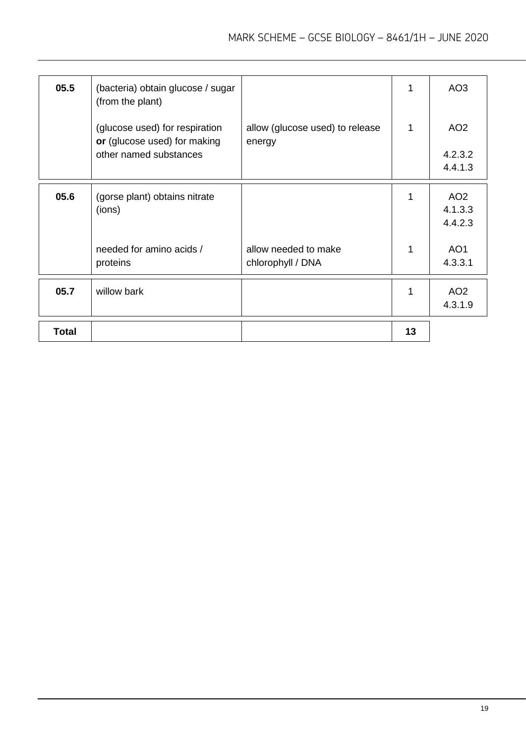| Question | Answers | Extra information | Mark | AO / Spec. Ref. |
|---|---|---|---|---|
| **05.5** | (bacteria) obtain glucose / sugar (from the plant) | | 1 | AO3 |
| | (glucose used) for respiration **or** (glucose used) for making other named substances | allow (glucose used) to release energy | 1 | AO2<br>4.2.3.2<br>4.4.1.3 |
| **05.6** | (gorse plant) obtains nitrate (ions) | | 1 | AO2<br>4.1.3.3<br>4.4.2.3 |
| | needed for amino acids / proteins | allow needed to make chlorophyll / DNA | 1 | AO1<br>4.3.3.1 |
| **05.7** | willow bark | | 1 | AO2<br>4.3.1.9 |
| **Total** | | | **13** | |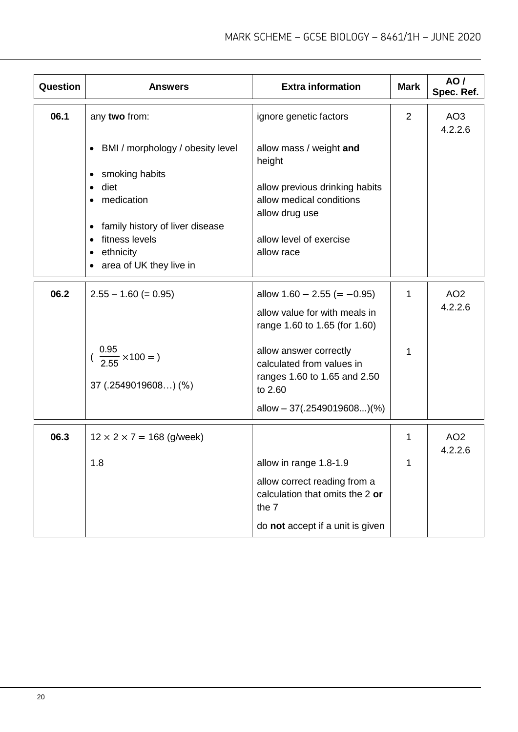| Question | Answers | Extra information | Mark | AO / Spec. Ref. |
|---|---|---|---|---|
| 06.1 | any **two** from:<br>• BMI / morphology / obesity level<br>• smoking habits<br>• diet<br>• medication<br>• family history of liver disease<br>• fitness levels<br>• ethnicity<br>• area of UK they live in | ignore genetic factors<br>allow mass / weight **and** height<br>allow previous drinking habits<br>allow medical conditions<br>allow drug use<br>allow level of exercise<br>allow race | 2 | AO3<br>4.2.2.6 |
| 06.2 | 2.55 – 1.60 (= 0.95) | allow 1.60 − 2.55 (= −0.95)<br>allow value for with meals in range 1.60 to 1.65 (for 1.60) | 1 | AO2<br>4.2.2.6 |
| | $(\frac{0.95}{2.55} \times 100 = )$<br>37 (.2549019608…) (%) | allow answer correctly calculated from values in ranges 1.60 to 1.65 and 2.50 to 2.60<br>allow – 37(.2549019608...)(%) | 1 | |
| 06.3 | $12 \times 2 \times 7 = 168$ (g/week) | | 1 | AO2<br>4.2.2.6 |
| | 1.8 | allow in range 1.8-1.9<br>allow correct reading from a calculation that omits the 2 **or** the 7<br>do **not** accept if a unit is given | 1 | |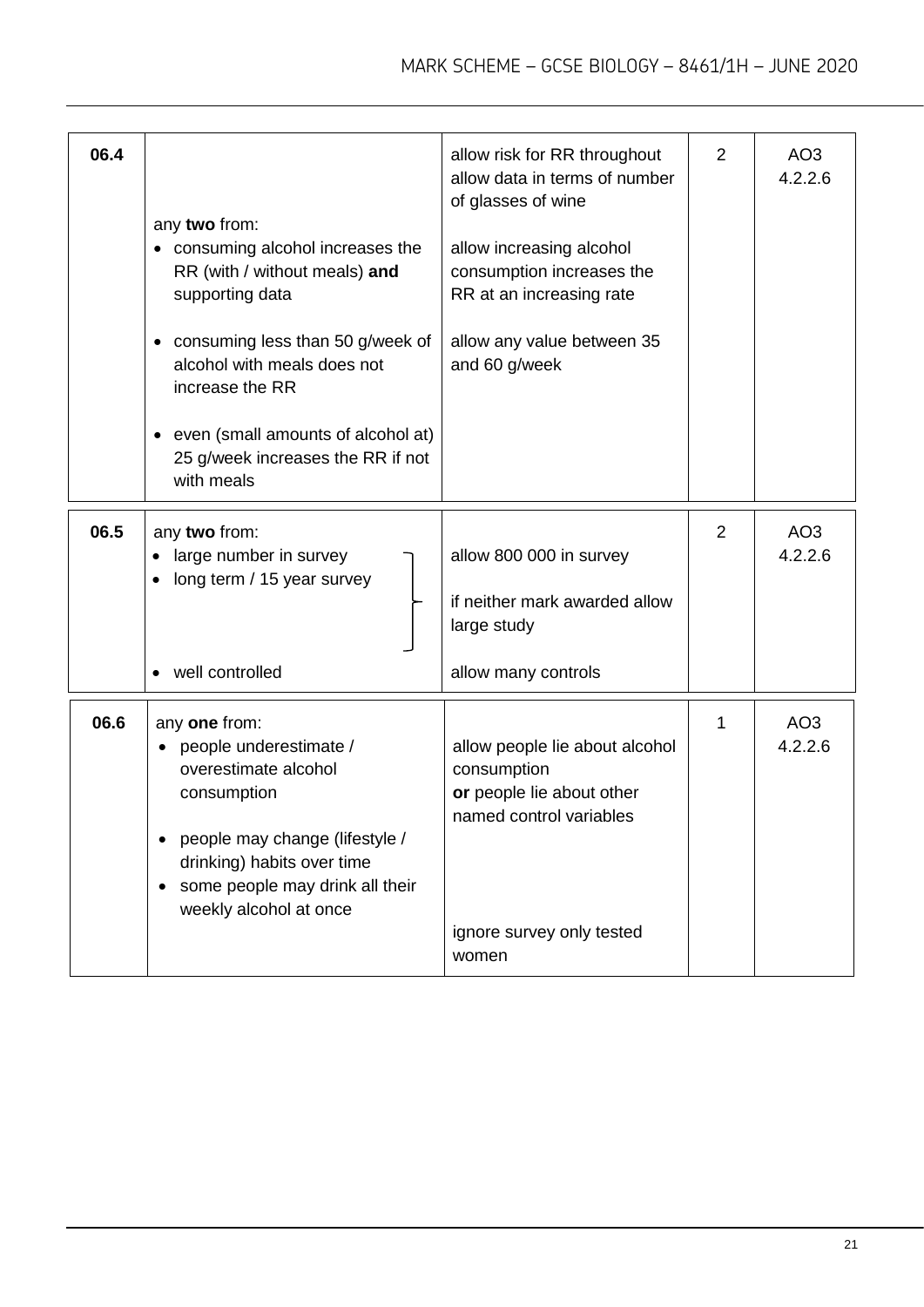| | | | | |
|---|---|---|---|---|
| **06.4** | any **two** from:<br>• consuming alcohol increases the RR (with / without meals) **and** supporting data<br><br>• consuming less than 50 g/week of alcohol with meals does not increase the RR<br><br>• even (small amounts of alcohol at) 25 g/week increases the RR if not with meals | allow risk for RR throughout<br>allow data in terms of number of glasses of wine<br><br>allow increasing alcohol consumption increases the RR at an increasing rate<br><br>allow any value between 35 and 60 g/week | 2 | AO3<br>4.2.2.6 |
| **06.5** | any **two** from:<br>• large number in survey<br>• long term / 15 year survey<br><br>• well controlled | allow 800 000 in survey<br><br>if neither mark awarded allow large study<br><br>allow many controls | 2 | AO3<br>4.2.2.6 |
| **06.6** | any **one** from:<br>• people underestimate / overestimate alcohol consumption<br><br>• people may change (lifestyle / drinking) habits over time<br>• some people may drink all their weekly alcohol at once | allow people lie about alcohol consumption<br>**or** people lie about other named control variables<br><br>ignore survey only tested women | 1 | AO3<br>4.2.2.6 |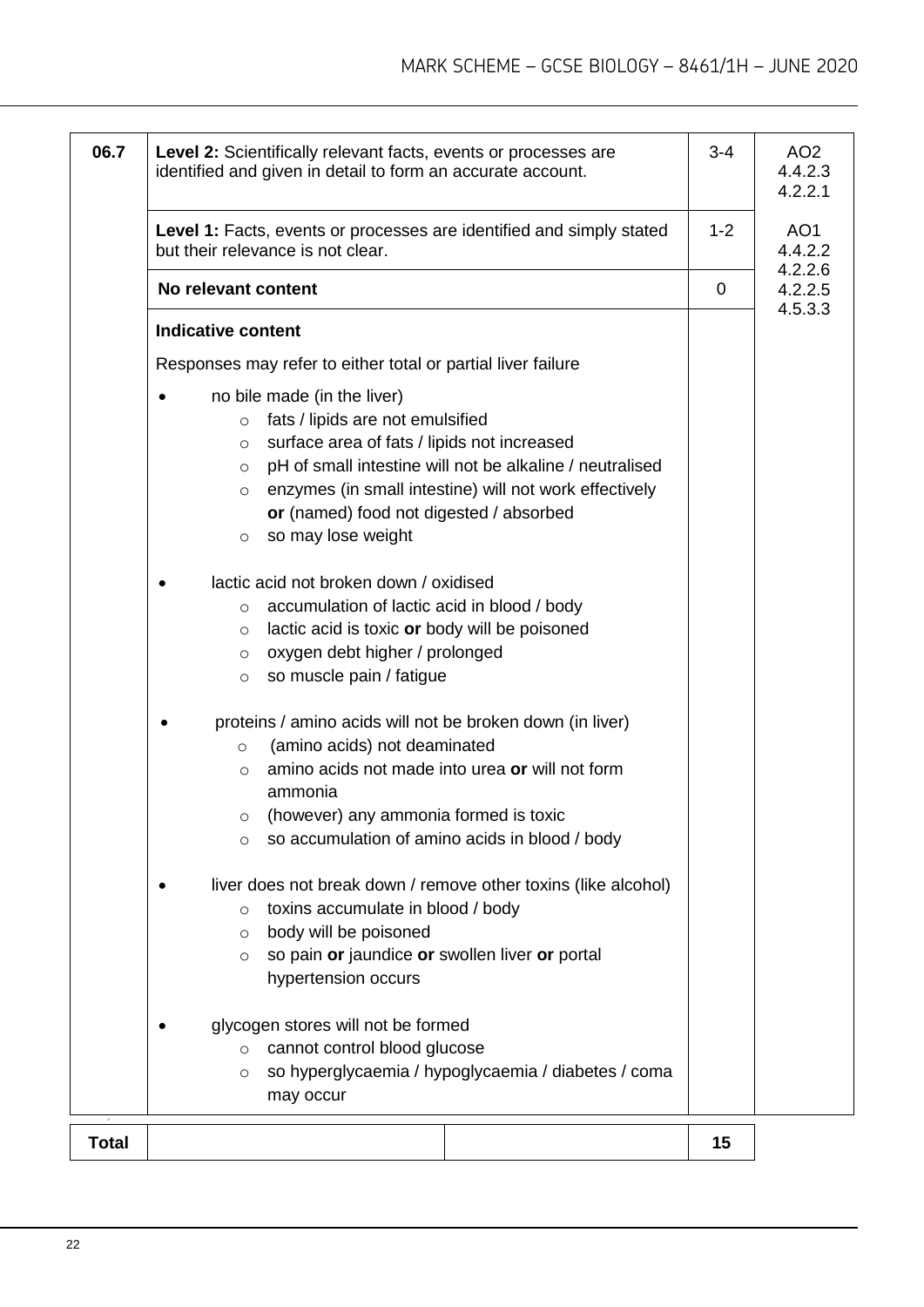| Question | Answers | Mark | AO/Spec. Ref. |
| --- | --- | --- | --- |
| 06.7 | **Level 2:** Scientifically relevant facts, events or processes are identified and given in detail to form an accurate account. | 3-4 | AO2<br>4.4.2.3<br>4.2.2.1 |
| | **Level 1:** Facts, events or processes are identified and simply stated but their relevance is not clear. | 1-2 | AO1<br>4.4.2.2<br>4.2.2.6<br>4.2.2.5<br>4.5.3.3 |
| | **No relevant content** | 0 | |
| | **Indicative content**<br><br>Responses may refer to either total or partial liver failure<br><br>• no bile made (in the liver)<br>&nbsp;&nbsp;&nbsp;&nbsp;○ fats / lipids are not emulsified<br>&nbsp;&nbsp;&nbsp;&nbsp;○ surface area of fats / lipids not increased<br>&nbsp;&nbsp;&nbsp;&nbsp;○ pH of small intestine will not be alkaline / neutralised<br>&nbsp;&nbsp;&nbsp;&nbsp;○ enzymes (in small intestine) will not work effectively **or** (named) food not digested / absorbed<br>&nbsp;&nbsp;&nbsp;&nbsp;○ so may lose weight<br><br>• lactic acid not broken down / oxidised<br>&nbsp;&nbsp;&nbsp;&nbsp;○ accumulation of lactic acid in blood / body<br>&nbsp;&nbsp;&nbsp;&nbsp;○ lactic acid is toxic **or** body will be poisoned<br>&nbsp;&nbsp;&nbsp;&nbsp;○ oxygen debt higher / prolonged<br>&nbsp;&nbsp;&nbsp;&nbsp;○ so muscle pain / fatigue<br><br>• proteins / amino acids will not be broken down (in liver)<br>&nbsp;&nbsp;&nbsp;&nbsp;○ (amino acids) not deaminated<br>&nbsp;&nbsp;&nbsp;&nbsp;○ amino acids not made into urea **or** will not form ammonia<br>&nbsp;&nbsp;&nbsp;&nbsp;○ (however) any ammonia formed is toxic<br>&nbsp;&nbsp;&nbsp;&nbsp;○ so accumulation of amino acids in blood / body<br><br>• liver does not break down / remove other toxins (like alcohol)<br>&nbsp;&nbsp;&nbsp;&nbsp;○ toxins accumulate in blood / body<br>&nbsp;&nbsp;&nbsp;&nbsp;○ body will be poisoned<br>&nbsp;&nbsp;&nbsp;&nbsp;○ so pain **or** jaundice **or** swollen liver **or** portal hypertension occurs<br><br>• glycogen stores will not be formed<br>&nbsp;&nbsp;&nbsp;&nbsp;○ cannot control blood glucose<br>&nbsp;&nbsp;&nbsp;&nbsp;○ so hyperglycaemia / hypoglycaemia / diabetes / coma may occur | | |

| **Total** | | | **15** |
| --- | --- | --- | --- |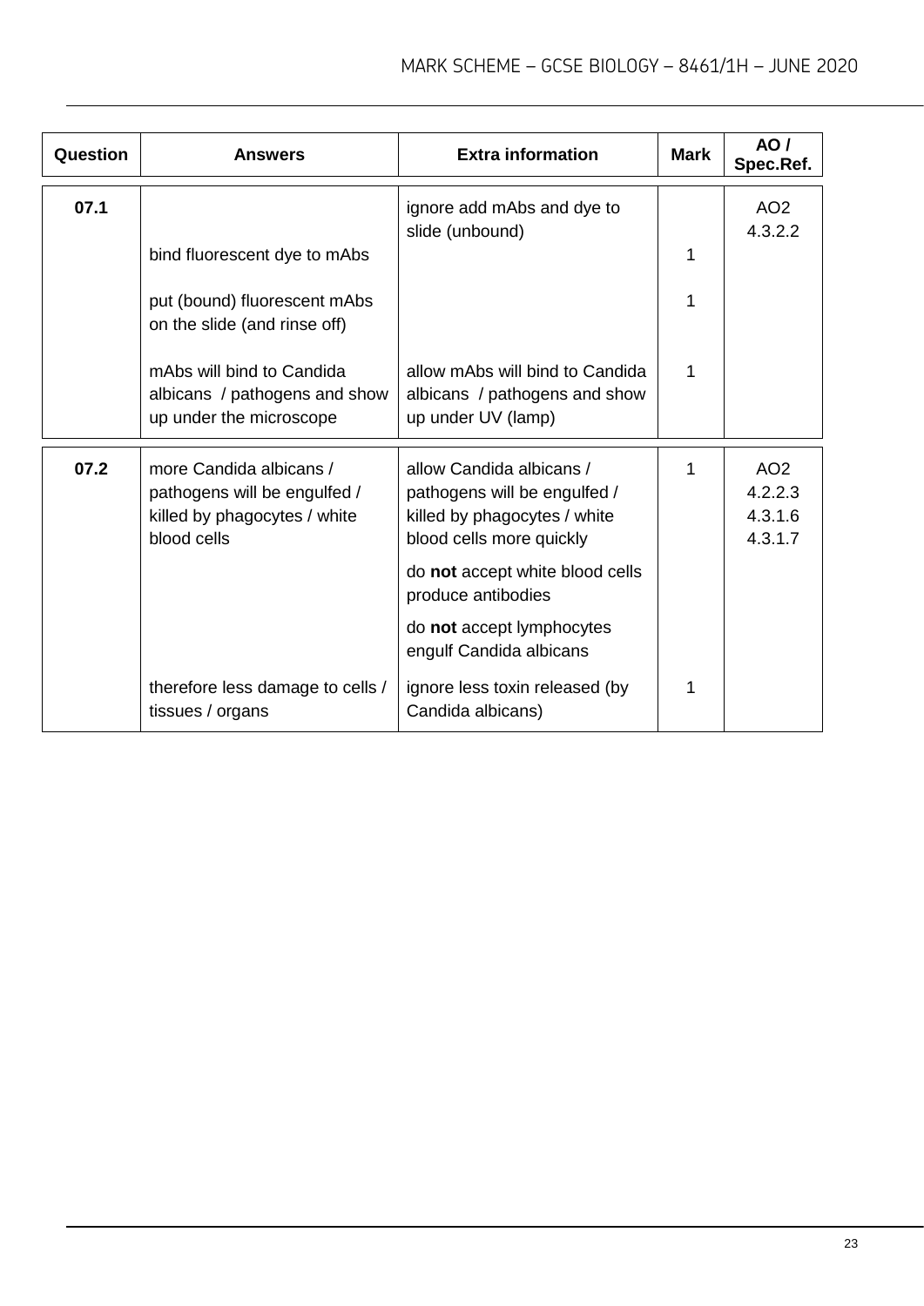| Question | Answers | Extra information | Mark | AO / Spec.Ref. |
|---|---|---|---|---|
| 07.1 | | ignore add mAbs and dye to slide (unbound) | | AO2 4.3.2.2 |
| | bind fluorescent dye to mAbs | | 1 | |
| | put (bound) fluorescent mAbs on the slide (and rinse off) | | 1 | |
| | mAbs will bind to Candida albicans / pathogens and show up under the microscope | allow mAbs will bind to Candida albicans / pathogens and show up under UV (lamp) | 1 | |
| 07.2 | more Candida albicans / pathogens will be engulfed / killed by phagocytes / white blood cells | allow Candida albicans / pathogens will be engulfed / killed by phagocytes / white blood cells more quickly | 1 | AO2 4.2.2.3 4.3.1.6 4.3.1.7 |
| | | do **not** accept white blood cells produce antibodies | | |
| | | do **not** accept lymphocytes engulf Candida albicans | | |
| | therefore less damage to cells / tissues / organs | ignore less toxin released (by Candida albicans) | 1 | |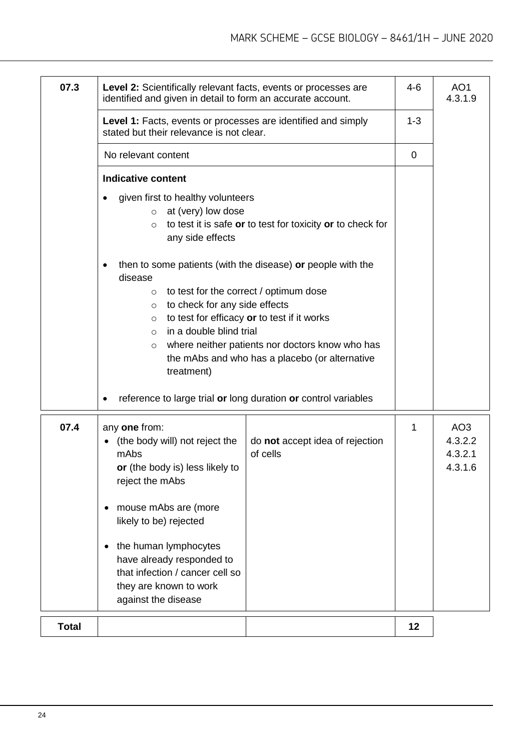| Question | Answers | Extra information | Mark | AO / Spec. Ref. |
|---|---|---|---|---|
| 07.3 | **Level 2:** Scientifically relevant facts, events or processes are identified and given in detail to form an accurate account. | | 4-6 | AO1<br>4.3.1.9 |
| | **Level 1:** Facts, events or processes are identified and simply stated but their relevance is not clear. | | 1-3 | |
| | No relevant content | | 0 | |
| | **Indicative content**<br>• given first to healthy volunteers<br>  ○ at (very) low dose<br>  ○ to test it is safe **or** to test for toxicity **or** to check for any side effects<br>• then to some patients (with the disease) **or** people with the disease<br>  ○ to test for the correct / optimum dose<br>  ○ to check for any side effects<br>  ○ to test for efficacy **or** to test if it works<br>  ○ in a double blind trial<br>  ○ where neither patients nor doctors know who has the mAbs and who has a placebo (or alternative treatment)<br>• reference to large trial **or** long duration **or** control variables | | | |
| 07.4 | any **one** from:<br>• (the body will) not reject the mAbs **or** (the body is) less likely to reject the mAbs<br>• mouse mAbs are (more likely to be) rejected<br>• the human lymphocytes have already responded to that infection / cancer cell so they are known to work against the disease | do **not** accept idea of rejection of cells | 1 | AO3<br>4.3.2.2<br>4.3.2.1<br>4.3.1.6 |
| **Total** | | | **12** | |